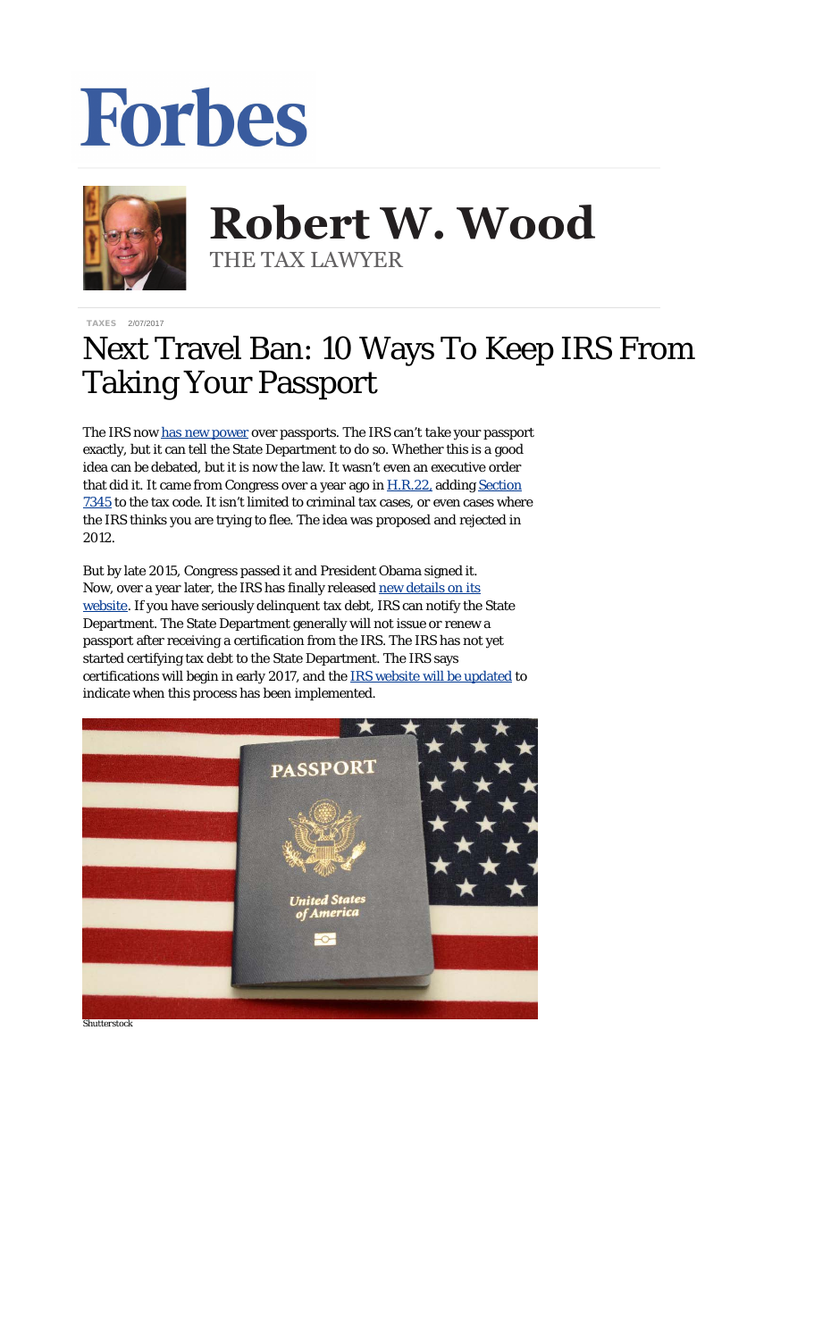Forbes

# Robert W. Wood
THE TAX LAWYER

TAXES 2/07/2017

# Next Travel Ban: 10 Ways To Keep IRS From Taking Your Passport

The IRS now has new power over passports. The IRS can't *take* your passport exactly, but it can tell the State Department to do so. Whether this is a good idea can be debated, but it is now the law. It wasn't even an executive order that did it. It came from Congress over a year ago in H.R.22, adding Section 7345 to the tax code. It isn't limited to criminal tax cases, or even cases where the IRS thinks you are trying to flee. The idea was proposed and rejected in 2012.

But by late 2015, Congress passed it and President Obama signed it. Now, over a year later, the IRS has finally released new details on its website. If you have seriously delinquent tax debt, IRS can notify the State Department. The State Department generally will not issue or renew a passport after receiving a certification from the IRS. The IRS has not yet started certifying tax debt to the State Department. The IRS says certifications will begin in early 2017, and the IRS website will be updated to indicate when this process has been implemented.

Shutterstock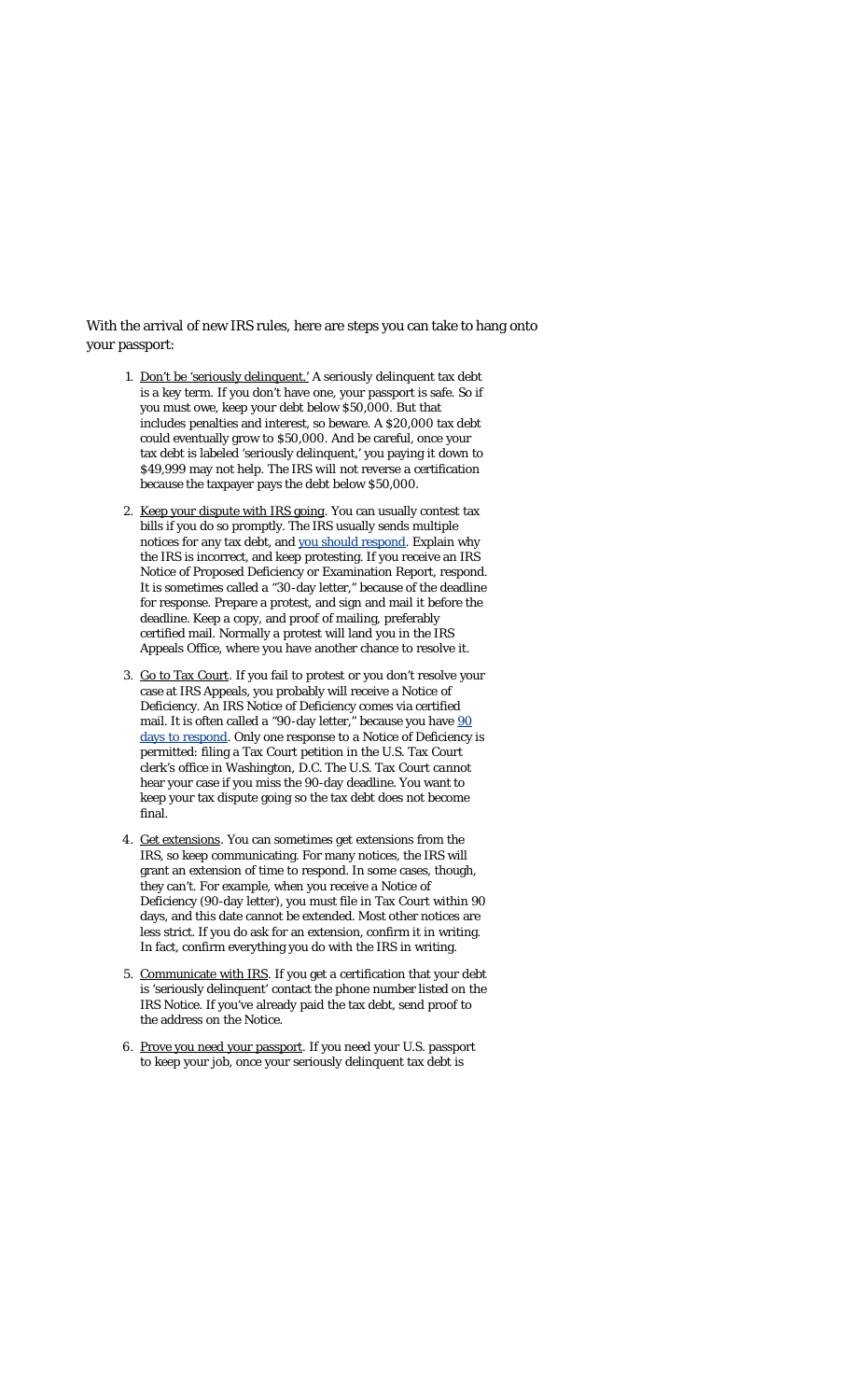With the arrival of new IRS rules, here are steps you can take to hang onto your passport:

1. Don't be 'seriously delinquent.' A seriously delinquent tax debt is a key term. If you don't have one, your passport is safe. So if you must owe, keep your debt below $50,000. But that includes penalties and interest, so beware. A $20,000 tax debt could eventually grow to $50,000. And be careful, once your tax debt is labeled 'seriously delinquent,' you paying it down to $49,999 may not help. The IRS will not reverse a certification because the taxpayer pays the debt below $50,000.

2. Keep your dispute with IRS going. You can usually contest tax bills if you do so promptly. The IRS usually sends multiple notices for any tax debt, and [you should respond](). Explain why the IRS is incorrect, and keep protesting. If you receive an IRS Notice of Proposed Deficiency or Examination Report, respond. It is sometimes called a "30-day letter," because of the deadline for response. Prepare a protest, and sign and mail it before the deadline. Keep a copy, and proof of mailing, preferably certified mail. Normally a protest will land you in the IRS Appeals Office, where you have another chance to resolve it.

3. Go to Tax Court. If you fail to protest or you don't resolve your case at IRS Appeals, you probably will receive a Notice of Deficiency. An IRS Notice of Deficiency comes via certified mail. It is often called a "90-day letter," because you have [90 days to respond](). Only one response to a Notice of Deficiency is permitted: filing a Tax Court petition in the U.S. Tax Court clerk's office in Washington, D.C. The U.S. Tax Court *cannot* hear your case if you miss the 90-day deadline. You want to keep your tax dispute going so the tax debt does not become final.

4. Get extensions. You can sometimes get extensions from the IRS, so keep communicating. For many notices, the IRS will grant an extension of time to respond. In some cases, though, they can't. For example, when you receive a Notice of Deficiency (90-day letter), you must file in Tax Court within 90 days, and this date cannot be extended. Most other notices are less strict. If you do ask for an extension, confirm it in writing. In fact, confirm everything you do with the IRS in writing.

5. Communicate with IRS. If you get a certification that your debt is 'seriously delinquent' contact the phone number listed on the IRS Notice. If you've already paid the tax debt, send proof to the address on the Notice.

6. Prove you need your passport. If you need your U.S. passport to keep your job, once your seriously delinquent tax debt is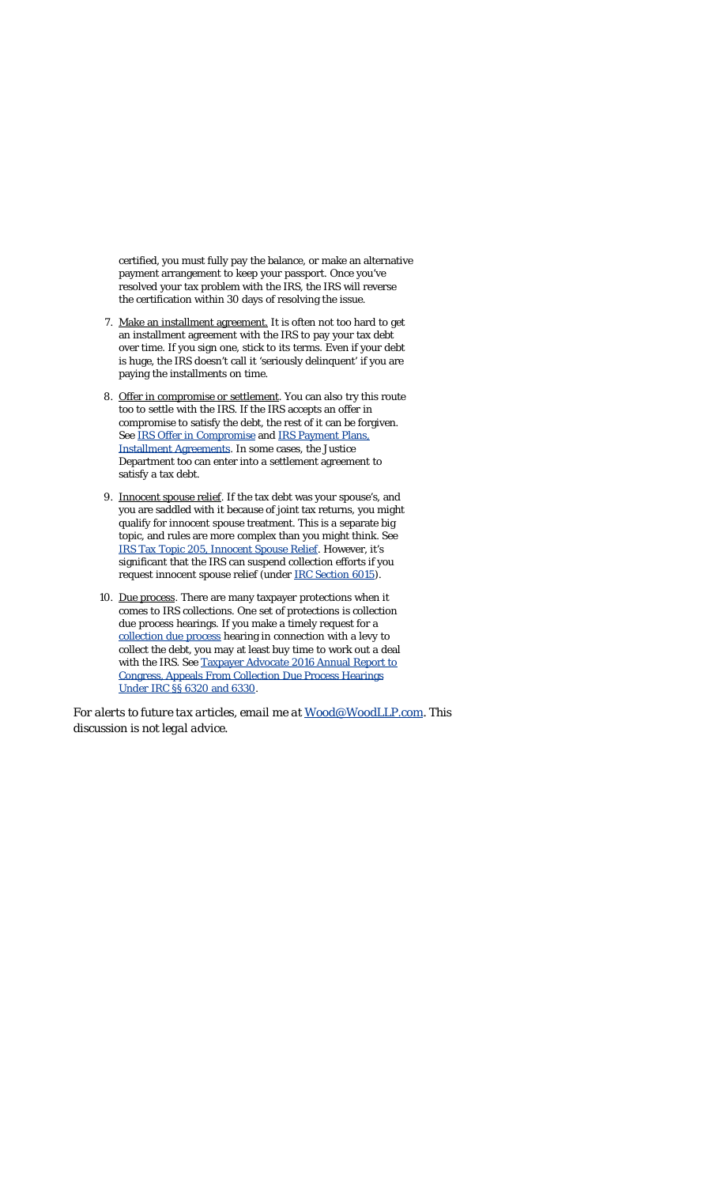certified, you must fully pay the balance, or make an alternative payment arrangement to keep your passport. Once you've resolved your tax problem with the IRS, the IRS will reverse the certification within 30 days of resolving the issue.

7. Make an installment agreement. It is often not too hard to get an installment agreement with the IRS to pay your tax debt over time. If you sign one, stick to its terms. Even if your debt is huge, the IRS doesn't call it 'seriously delinquent' if you are paying the installments on time.

8. Offer in compromise or settlement. You can also try this route too to settle with the IRS. If the IRS accepts an offer in compromise to satisfy the debt, the rest of it can be forgiven. See [IRS Offer in Compromise] and [IRS Payment Plans, Installment Agreements]. In some cases, the Justice Department too can enter into a settlement agreement to satisfy a tax debt.

9. Innocent spouse relief. If the tax debt was your spouse's, and you are saddled with it because of joint tax returns, you might qualify for innocent spouse treatment. This is a separate big topic, and rules are more complex than you might think. See [IRS Tax Topic 205, Innocent Spouse Relief]. However, it's significant that the IRS can suspend collection efforts if you request innocent spouse relief (under [IRC Section 6015]).

10. Due process. There are many taxpayer protections when it comes to IRS collections. One set of protections is collection due process hearings. If you make a timely request for a [collection due process] hearing in connection with a levy to collect the debt, you may at least buy time to work out a deal with the IRS. See [Taxpayer Advocate 2016 Annual Report to Congress, Appeals From Collection Due Process Hearings Under IRC §§ 6320 and 6330].

*For alerts to future tax articles, email me at* Wood@WoodLLP.com. *This discussion is not legal advice.*